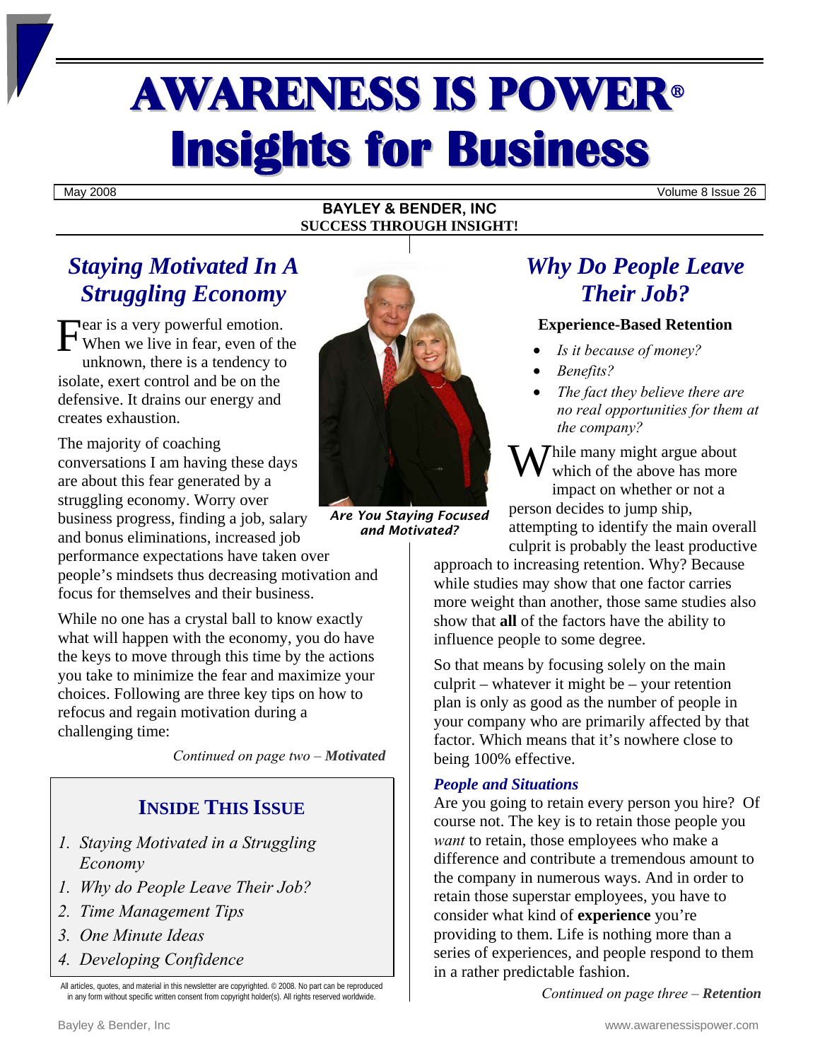# AWARENESS IS POWER®
# Insights for Business

May 2008 | Volume 8 Issue 26

**BAYLEY & BENDER, INC**
**SUCCESS THROUGH INSIGHT!**

## *Staying Motivated In A Struggling Economy*

Fear is a very powerful emotion. When we live in fear, even of the unknown, there is a tendency to isolate, exert control and be on the defensive. It drains our energy and creates exhaustion.

The majority of coaching conversations I am having these days are about this fear generated by a struggling economy. Worry over business progress, finding a job, salary and bonus eliminations, increased job performance expectations have taken over people's mindsets thus decreasing motivation and focus for themselves and their business.

While no one has a crystal ball to know exactly what will happen with the economy, you do have the keys to move through this time by the actions you take to minimize the fear and maximize your choices. Following are three key tips on how to refocus and regain motivation during a challenging time:

*Continued on page two – **Motivated***

***Are You Staying Focused and Motivated?***

### INSIDE THIS ISSUE

1. *Staying Motivated in a Struggling Economy*
1. *Why do People Leave Their Job?*
2. *Time Management Tips*
3. *One Minute Ideas*
4. *Developing Confidence*

All articles, quotes, and material in this newsletter are copyrighted. © 2008. No part can be reproduced in any form without specific written consent from copyright holder(s). All rights reserved worldwide.

## *Why Do People Leave Their Job?*

**Experience-Based Retention**

- *Is it because of money?*
- *Benefits?*
- *The fact they believe there are no real opportunities for them at the company?*

While many might argue about which of the above has more impact on whether or not a person decides to jump ship, attempting to identify the main overall culprit is probably the least productive approach to increasing retention. Why? Because while studies may show that one factor carries more weight than another, those same studies also show that **all** of the factors have the ability to influence people to some degree.

So that means by focusing solely on the main culprit – whatever it might be – your retention plan is only as good as the number of people in your company who are primarily affected by that factor. Which means that it's nowhere close to being 100% effective.

### *People and Situations*

Are you going to retain every person you hire? Of course not. The key is to retain those people you *want* to retain, those employees who make a difference and contribute a tremendous amount to the company in numerous ways. And in order to retain those superstar employees, you have to consider what kind of **experience** you're providing to them. Life is nothing more than a series of experiences, and people respond to them in a rather predictable fashion.

*Continued on page three – **Retention***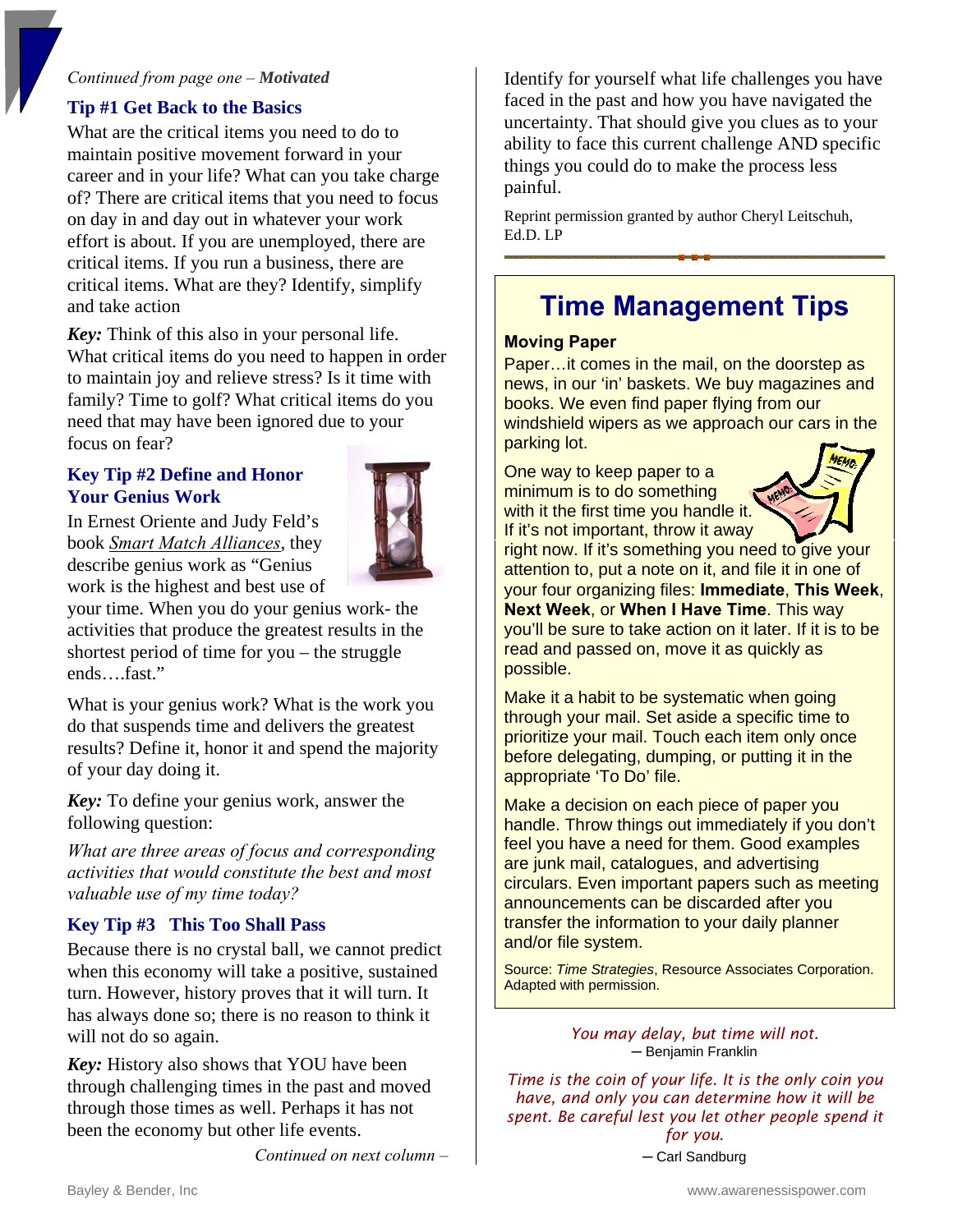*Continued from page one – **Motivated***

### Tip #1 Get Back to the Basics

What are the critical items you need to do to maintain positive movement forward in your career and in your life? What can you take charge of? There are critical items that you need to focus on day in and day out in whatever your work effort is about. If you are unemployed, there are critical items. If you run a business, there are critical items. What are they? Identify, simplify and take action

***Key:*** Think of this also in your personal life. What critical items do you need to happen in order to maintain joy and relieve stress? Is it time with family? Time to golf? What critical items do you need that may have been ignored due to your focus on fear?

### Key Tip #2 Define and Honor Your Genius Work

In Ernest Oriente and Judy Feld's book *Smart Match Alliances*, they describe genius work as "Genius work is the highest and best use of your time. When you do your genius work- the activities that produce the greatest results in the shortest period of time for you – the struggle ends….fast."

What is your genius work? What is the work you do that suspends time and delivers the greatest results? Define it, honor it and spend the majority of your day doing it.

***Key:*** To define your genius work, answer the following question:

*What are three areas of focus and corresponding activities that would constitute the best and most valuable use of my time today?*

### Key Tip #3 This Too Shall Pass

Because there is no crystal ball, we cannot predict when this economy will take a positive, sustained turn. However, history proves that it will turn. It has always done so; there is no reason to think it will not do so again.

***Key:*** History also shows that YOU have been through challenging times in the past and moved through those times as well. Perhaps it has not been the economy but other life events.

*Continued on next column –*

Identify for yourself what life challenges you have faced in the past and how you have navigated the uncertainty. That should give you clues as to your ability to face this current challenge AND specific things you could do to make the process less painful.

Reprint permission granted by author Cheryl Leitschuh, Ed.D. LP

## Time Management Tips

**Moving Paper**

Paper…it comes in the mail, on the doorstep as news, in our 'in' baskets. We buy magazines and books. We even find paper flying from our windshield wipers as we approach our cars in the parking lot.

One way to keep paper to a minimum is to do something with it the first time you handle it. If it's not important, throw it away right now. If it's something you need to give your attention to, put a note on it, and file it in one of your four organizing files: **Immediate**, **This Week**, **Next Week**, or **When I Have Time**. This way you'll be sure to take action on it later. If it is to be read and passed on, move it as quickly as possible.

Make it a habit to be systematic when going through your mail. Set aside a specific time to prioritize your mail. Touch each item only once before delegating, dumping, or putting it in the appropriate 'To Do' file.

Make a decision on each piece of paper you handle. Throw things out immediately if you don't feel you have a need for them. Good examples are junk mail, catalogues, and advertising circulars. Even important papers such as meeting announcements can be discarded after you transfer the information to your daily planner and/or file system.

Source: *Time Strategies*, Resource Associates Corporation. Adapted with permission.

*You may delay, but time will not.*
– Benjamin Franklin

*Time is the coin of your life. It is the only coin you have, and only you can determine how it will be spent. Be careful lest you let other people spend it for you.*
– Carl Sandburg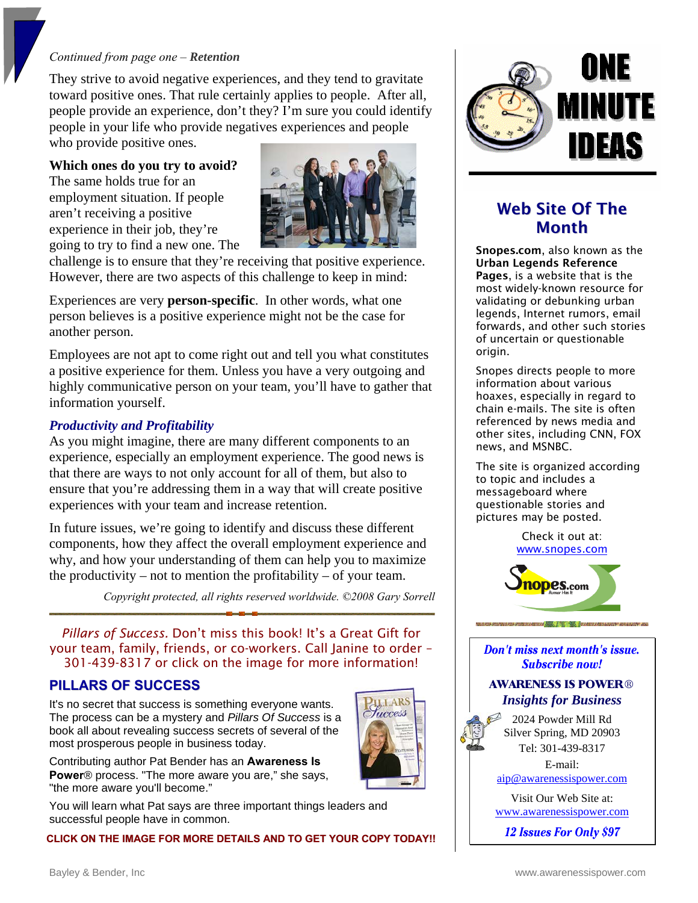*Continued from page one – **Retention***

They strive to avoid negative experiences, and they tend to gravitate toward positive ones. That rule certainly applies to people. After all, people provide an experience, don't they? I'm sure you could identify people in your life who provide negatives experiences and people who provide positive ones.

**Which ones do you try to avoid?** The same holds true for an employment situation. If people aren't receiving a positive experience in their job, they're going to try to find a new one. The challenge is to ensure that they're receiving that positive experience. However, there are two aspects of this challenge to keep in mind:

Experiences are very **person-specific**. In other words, what one person believes is a positive experience might not be the case for another person.

Employees are not apt to come right out and tell you what constitutes a positive experience for them. Unless you have a very outgoing and highly communicative person on your team, you'll have to gather that information yourself.

### *Productivity and Profitability*

As you might imagine, there are many different components to an experience, especially an employment experience. The good news is that there are ways to not only account for all of them, but also to ensure that you're addressing them in a way that will create positive experiences with your team and increase retention.

In future issues, we're going to identify and discuss these different components, how they affect the overall employment experience and why, and how your understanding of them can help you to maximize the productivity – not to mention the profitability – of your team.

*Copyright protected, all rights reserved worldwide. ©2008 Gary Sorrell*

*Pillars of Success.* Don't miss this book! It's a Great Gift for your team, family, friends, or co-workers. Call Janine to order – 301-439-8317 or click on the image for more information!

## PILLARS OF SUCCESS

It's no secret that success is something everyone wants. The process can be a mystery and *Pillars Of Success* is a book all about revealing success secrets of several of the most prosperous people in business today.

Contributing author Pat Bender has an **Awareness Is Power**® process. "The more aware you are," she says, "the more aware you'll become."

You will learn what Pat says are three important things leaders and successful people have in common.

**CLICK ON THE IMAGE FOR MORE DETAILS AND TO GET YOUR COPY TODAY!!**

# ONE MINUTE IDEAS

## Web Site Of The Month

**Snopes.com**, also known as the **Urban Legends Reference Pages**, is a website that is the most widely-known resource for validating or debunking urban legends, Internet rumors, email forwards, and other such stories of uncertain or questionable origin.

Snopes directs people to more information about various hoaxes, especially in regard to chain e-mails. The site is often referenced by news media and other sites, including CNN, FOX news, and MSNBC.

The site is organized according to topic and includes a messageboard where questionable stories and pictures may be posted.

Check it out at:
www.snopes.com

***Don't miss next month's issue. Subscribe now!***

**AWARENESS IS POWER®**
***Insights for Business***

2024 Powder Mill Rd
Silver Spring, MD 20903
Tel: 301-439-8317
E-mail:
aip@awarenessispower.com

Visit Our Web Site at:
www.awarenessispower.com

***12 Issues For Only $97***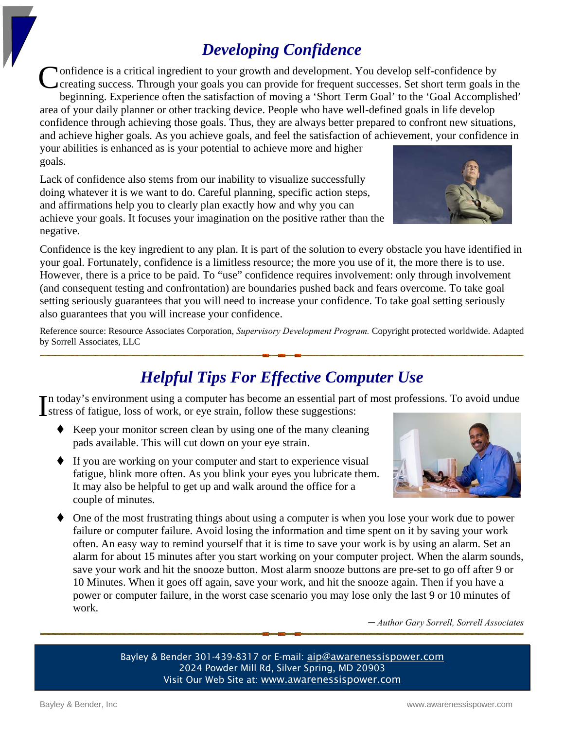## *Developing Confidence*

Confidence is a critical ingredient to your growth and development. You develop self-confidence by creating success. Through your goals you can provide for frequent successes. Set short term goals in the beginning. Experience often the satisfaction of moving a 'Short Term Goal' to the 'Goal Accomplished' area of your daily planner or other tracking device. People who have well-defined goals in life develop confidence through achieving those goals. Thus, they are always better prepared to confront new situations, and achieve higher goals. As you achieve goals, and feel the satisfaction of achievement, your confidence in your abilities is enhanced as is your potential to achieve more and higher goals.

Lack of confidence also stems from our inability to visualize successfully doing whatever it is we want to do. Careful planning, specific action steps, and affirmations help you to clearly plan exactly how and why you can achieve your goals. It focuses your imagination on the positive rather than the negative.

Confidence is the key ingredient to any plan. It is part of the solution to every obstacle you have identified in your goal. Fortunately, confidence is a limitless resource; the more you use of it, the more there is to use. However, there is a price to be paid. To "use" confidence requires involvement: only through involvement (and consequent testing and confrontation) are boundaries pushed back and fears overcome. To take goal setting seriously guarantees that you will need to increase your confidence. To take goal setting seriously also guarantees that you will increase your confidence.

Reference source: Resource Associates Corporation, *Supervisory Development Program.* Copyright protected worldwide. Adapted by Sorrell Associates, LLC

## *Helpful Tips For Effective Computer Use*

In today's environment using a computer has become an essential part of most professions. To avoid undue stress of fatigue, loss of work, or eye strain, follow these suggestions:

- Keep your monitor screen clean by using one of the many cleaning pads available. This will cut down on your eye strain.
- If you are working on your computer and start to experience visual fatigue, blink more often. As you blink your eyes you lubricate them. It may also be helpful to get up and walk around the office for a couple of minutes.
- One of the most frustrating things about using a computer is when you lose your work due to power failure or computer failure. Avoid losing the information and time spent on it by saving your work often. An easy way to remind yourself that it is time to save your work is by using an alarm. Set an alarm for about 15 minutes after you start working on your computer project. When the alarm sounds, save your work and hit the snooze button. Most alarm snooze buttons are pre-set to go off after 9 or 10 Minutes. When it goes off again, save your work, and hit the snooze again. Then if you have a power or computer failure, in the worst case scenario you may lose only the last 9 or 10 minutes of work.

*– Author Gary Sorrell, Sorrell Associates*

Bayley & Bender 301-439-8317 or E-mail: aip@awarenessispower.com
2024 Powder Mill Rd, Silver Spring, MD 20903
Visit Our Web Site at: www.awarenessispower.com